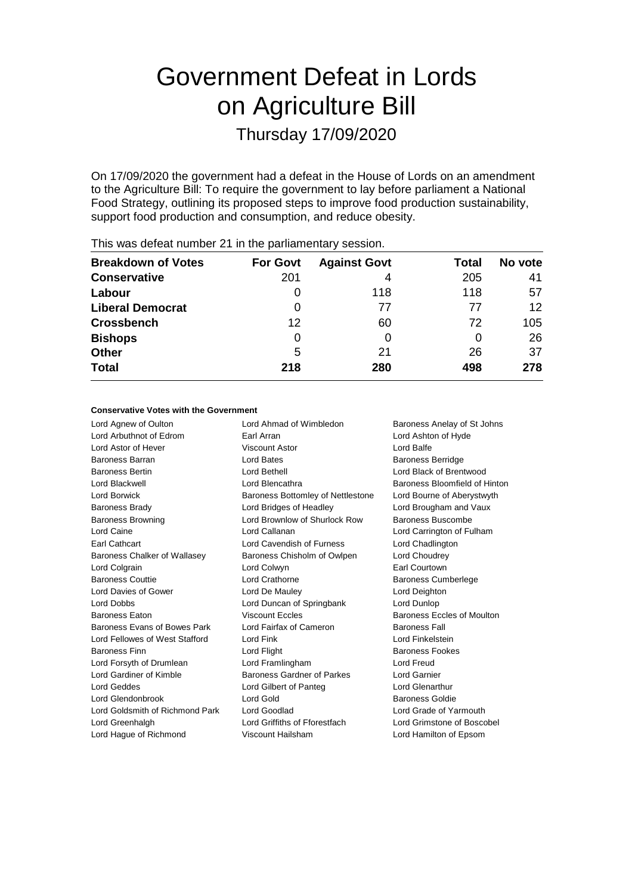# Government Defeat in Lords on Agriculture Bill

Thursday 17/09/2020

On 17/09/2020 the government had a defeat in the House of Lords on an amendment to the Agriculture Bill: To require the government to lay before parliament a National Food Strategy, outlining its proposed steps to improve food production sustainability, support food production and consumption, and reduce obesity.

This was defeat number 21 in the parliamentary session.

| Breakdown of Votes | For Govt | Against Govt | Total | No vote |
|---|---|---|---|---|
| **Conservative** | 201 | 4 | 205 | 41 |
| **Labour** | 0 | 118 | 118 | 57 |
| **Liberal Democrat** | 0 | 77 | 77 | 12 |
| **Crossbench** | 12 | 60 | 72 | 105 |
| **Bishops** | 0 | 0 | 0 | 26 |
| **Other** | 5 | 21 | 26 | 37 |
| **Total** | **218** | **280** | **498** | **278** |

**Conservative Votes with the Government**

Lord Agnew of Oulton
Lord Ahmad of Wimbledon
Baroness Anelay of St Johns
Lord Arbuthnot of Edrom
Earl Arran
Lord Ashton of Hyde
Lord Astor of Hever
Viscount Astor
Lord Balfe
Baroness Barran
Lord Bates
Baroness Berridge
Baroness Bertin
Lord Bethell
Lord Black of Brentwood
Lord Blackwell
Lord Blencathra
Baroness Bloomfield of Hinton
Lord Borwick
Baroness Bottomley of Nettlestone
Lord Bourne of Aberystwyth
Baroness Brady
Lord Bridges of Headley
Lord Brougham and Vaux
Baroness Browning
Lord Brownlow of Shurlock Row
Baroness Buscombe
Lord Caine
Lord Callanan
Lord Carrington of Fulham
Earl Cathcart
Lord Cavendish of Furness
Lord Chadlington
Baroness Chalker of Wallasey
Baroness Chisholm of Owlpen
Lord Choudrey
Lord Colgrain
Lord Colwyn
Earl Courtown
Baroness Couttie
Lord Crathorne
Baroness Cumberlege
Lord Davies of Gower
Lord De Mauley
Lord Deighton
Lord Dobbs
Lord Duncan of Springbank
Lord Dunlop
Baroness Eaton
Viscount Eccles
Baroness Eccles of Moulton
Baroness Evans of Bowes Park
Lord Fairfax of Cameron
Baroness Fall
Lord Fellowes of West Stafford
Lord Fink
Lord Finkelstein
Baroness Finn
Lord Flight
Baroness Fookes
Lord Forsyth of Drumlean
Lord Framlingham
Lord Freud
Lord Gardiner of Kimble
Baroness Gardner of Parkes
Lord Garnier
Lord Geddes
Lord Gilbert of Panteg
Lord Glenarthur
Lord Glendonbrook
Lord Gold
Baroness Goldie
Lord Goldsmith of Richmond Park
Lord Goodlad
Lord Grade of Yarmouth
Lord Greenhalgh
Lord Griffiths of Fforestfach
Lord Grimstone of Boscobel
Lord Hague of Richmond
Viscount Hailsham
Lord Hamilton of Epsom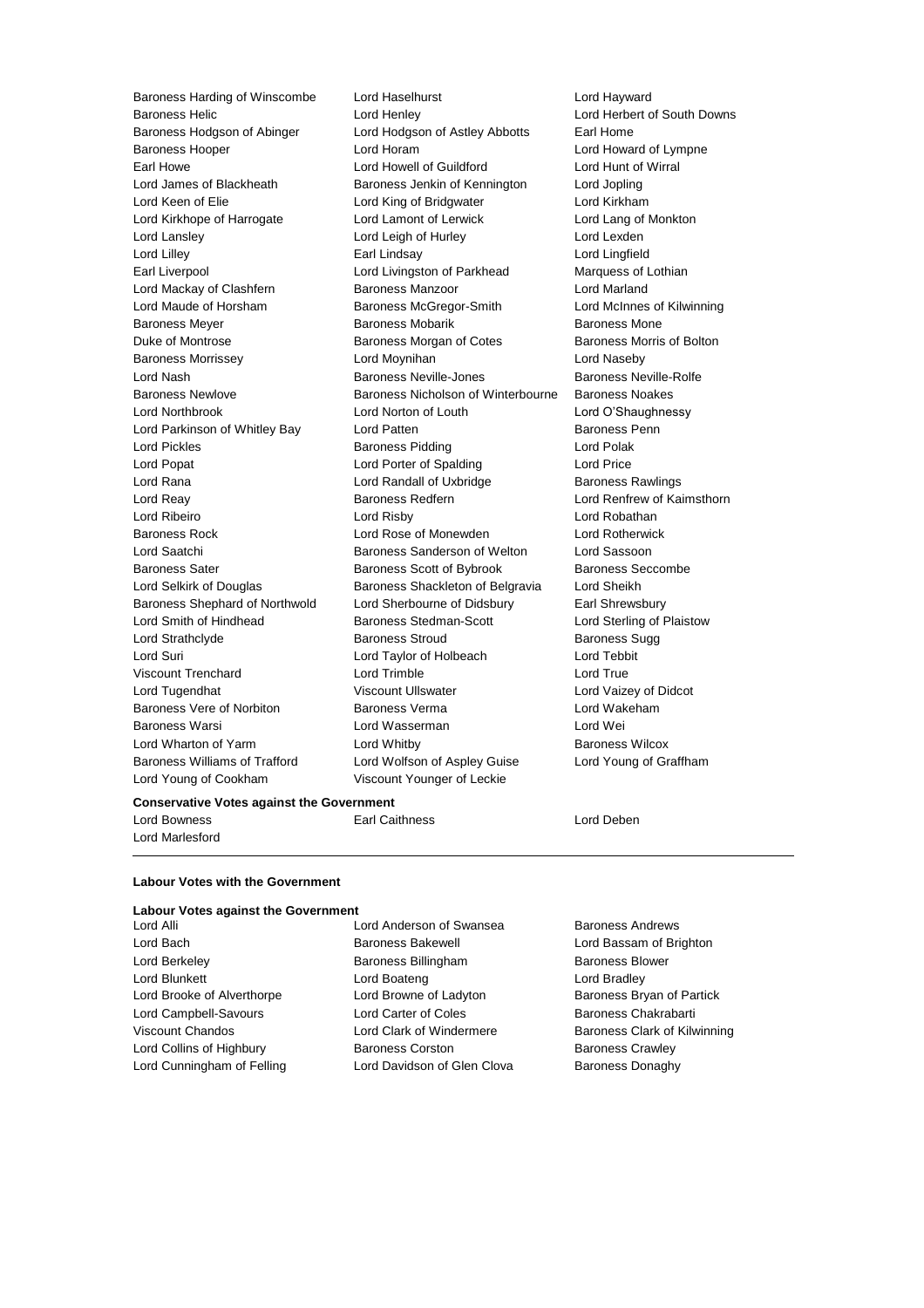Baroness Harding of Winscombe Lord Haselhurst Lord Hayward
Baroness Helic Lord Henley Lord Herbert of South Downs
Baroness Hodgson of Abinger Lord Hodgson of Astley Abbotts Earl Home
Baroness Hooper Lord Horam Lord Howard of Lympne
Earl Howe Lord Howell of Guildford Lord Hunt of Wirral
Lord James of Blackheath Baroness Jenkin of Kennington Lord Jopling
Lord Keen of Elie Lord King of Bridgwater Lord Kirkham
Lord Kirkhope of Harrogate Lord Lamont of Lerwick Lord Lang of Monkton
Lord Lansley Lord Leigh of Hurley Lord Lexden
Lord Lilley Earl Lindsay Lord Lingfield
Earl Liverpool Lord Livingston of Parkhead Marquess of Lothian
Lord Mackay of Clashfern Baroness Manzoor Lord Marland
Lord Maude of Horsham Baroness McGregor-Smith Lord McInnes of Kilwinning
Baroness Meyer Baroness Mobarik Baroness Mone
Duke of Montrose Baroness Morgan of Cotes Baroness Morris of Bolton
Baroness Morrissey Lord Moynihan Lord Naseby
Lord Nash Baroness Neville-Jones Baroness Neville-Rolfe
Baroness Newlove Baroness Nicholson of Winterbourne Baroness Noakes
Lord Northbrook Lord Norton of Louth Lord O'Shaughnessy
Lord Parkinson of Whitley Bay Lord Patten Baroness Penn
Lord Pickles Baroness Pidding Lord Polak
Lord Popat Lord Porter of Spalding Lord Price
Lord Rana Lord Randall of Uxbridge Baroness Rawlings
Lord Reay Baroness Redfern Lord Renfrew of Kaimsthorn
Lord Ribeiro Lord Risby Lord Robathan
Baroness Rock Lord Rose of Monewden Lord Rotherwick
Lord Saatchi Baroness Sanderson of Welton Lord Sassoon
Baroness Sater Baroness Scott of Bybrook Baroness Seccombe
Lord Selkirk of Douglas Baroness Shackleton of Belgravia Lord Sheikh
Baroness Shephard of Northwold Lord Sherbourne of Didsbury Earl Shrewsbury
Lord Smith of Hindhead Baroness Stedman-Scott Lord Sterling of Plaistow
Lord Strathclyde Baroness Stroud Baroness Sugg
Lord Suri Lord Taylor of Holbeach Lord Tebbit
Viscount Trenchard Lord Trimble Lord True
Lord Tugendhat Viscount Ullswater Lord Vaizey of Didcot
Baroness Vere of Norbiton Baroness Verma Lord Wakeham
Baroness Warsi Lord Wasserman Lord Wei
Lord Wharton of Yarm Lord Whitby Baroness Wilcox
Baroness Williams of Trafford Lord Wolfson of Aspley Guise Lord Young of Graffham
Lord Young of Cookham Viscount Younger of Leckie

**Conservative Votes against the Government**

Lord Bowness Earl Caithness Lord Deben
Lord Marlesford

---

**Labour Votes with the Government**

**Labour Votes against the Government**

Lord Alli Lord Anderson of Swansea Baroness Andrews
Lord Bach Baroness Bakewell Lord Bassam of Brighton
Lord Berkeley Baroness Billingham Baroness Blower
Lord Blunkett Lord Boateng Lord Bradley
Lord Brooke of Alverthorpe Lord Browne of Ladyton Baroness Bryan of Partick
Lord Campbell-Savours Lord Carter of Coles Baroness Chakrabarti
Viscount Chandos Lord Clark of Windermere Baroness Clark of Kilwinning
Lord Collins of Highbury Baroness Corston Baroness Crawley
Lord Cunningham of Felling Lord Davidson of Glen Clova Baroness Donaghy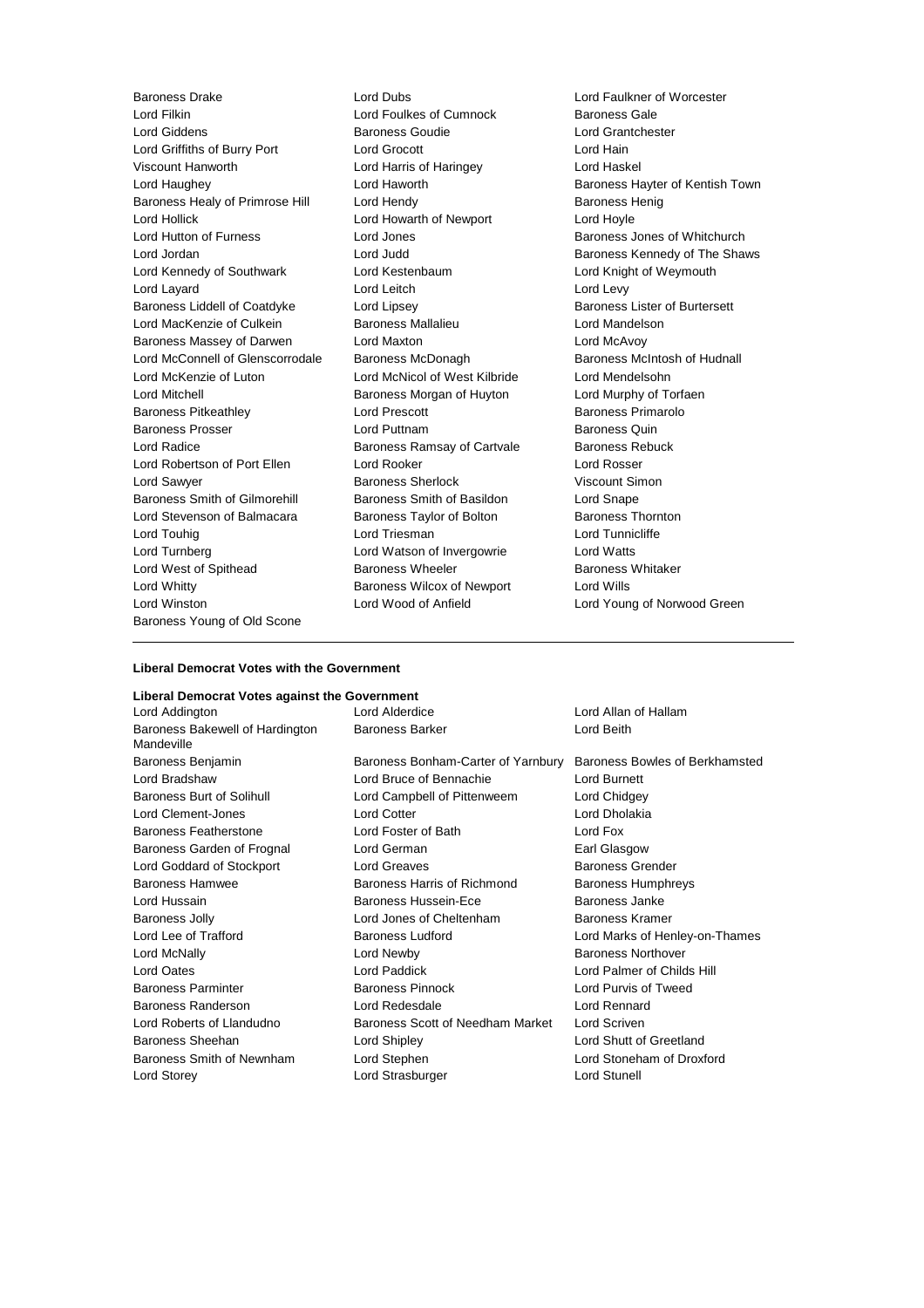Baroness Drake Lord Dubs Lord Faulkner of Worcester
Lord Filkin Lord Foulkes of Cumnock Baroness Gale
Lord Giddens Baroness Goudie Lord Grantchester
Lord Griffiths of Burry Port Lord Grocott Lord Hain
Viscount Hanworth Lord Harris of Haringey Lord Haskel
Lord Haughey Lord Haworth Baroness Hayter of Kentish Town
Baroness Healy of Primrose Hill Lord Hendy Baroness Henig
Lord Hollick Lord Howarth of Newport Lord Hoyle
Lord Hutton of Furness Lord Jones Baroness Jones of Whitchurch
Lord Jordan Lord Judd Baroness Kennedy of The Shaws
Lord Kennedy of Southwark Lord Kestenbaum Lord Knight of Weymouth
Lord Layard Lord Leitch Lord Levy
Baroness Liddell of Coatdyke Lord Lipsey Baroness Lister of Burtersett
Lord MacKenzie of Culkein Baroness Mallalieu Lord Mandelson
Baroness Massey of Darwen Lord Maxton Lord McAvoy
Lord McConnell of Glenscorrodale Baroness McDonagh Baroness McIntosh of Hudnall
Lord McKenzie of Luton Lord McNicol of West Kilbride Lord Mendelsohn
Lord Mitchell Baroness Morgan of Huyton Lord Murphy of Torfaen
Baroness Pitkeathley Lord Prescott Baroness Primarolo
Baroness Prosser Lord Puttnam Baroness Quin
Lord Radice Baroness Ramsay of Cartvale Baroness Rebuck
Lord Robertson of Port Ellen Lord Rooker Lord Rosser
Lord Sawyer Baroness Sherlock Viscount Simon
Baroness Smith of Gilmorehill Baroness Smith of Basildon Lord Snape
Lord Stevenson of Balmacara Baroness Taylor of Bolton Baroness Thornton
Lord Touhig Lord Triesman Lord Tunnicliffe
Lord Turnberg Lord Watson of Invergowrie Lord Watts
Lord West of Spithead Baroness Wheeler Baroness Whitaker
Lord Whitty Baroness Wilcox of Newport Lord Wills
Lord Winston Lord Wood of Anfield Lord Young of Norwood Green
Baroness Young of Old Scone

---

**Liberal Democrat Votes with the Government**

**Liberal Democrat Votes against the Government**

Lord Addington Lord Alderdice Lord Allan of Hallam
Baroness Bakewell of Hardington Mandeville Baroness Barker Lord Beith
Baroness Benjamin Baroness Bonham-Carter of Yarnbury Baroness Bowles of Berkhamsted
Lord Bradshaw Lord Bruce of Bennachie Lord Burnett
Baroness Burt of Solihull Lord Campbell of Pittenweem Lord Chidgey
Lord Clement-Jones Lord Cotter Lord Dholakia
Baroness Featherstone Lord Foster of Bath Lord Fox
Baroness Garden of Frognal Lord German Earl Glasgow
Lord Goddard of Stockport Lord Greaves Baroness Grender
Baroness Hamwee Baroness Harris of Richmond Baroness Humphreys
Lord Hussain Baroness Hussein-Ece Baroness Janke
Baroness Jolly Lord Jones of Cheltenham Baroness Kramer
Lord Lee of Trafford Baroness Ludford Lord Marks of Henley-on-Thames
Lord McNally Lord Newby Baroness Northover
Lord Oates Lord Paddick Lord Palmer of Childs Hill
Baroness Parminter Baroness Pinnock Lord Purvis of Tweed
Baroness Randerson Lord Redesdale Lord Rennard
Lord Roberts of Llandudno Baroness Scott of Needham Market Lord Scriven
Baroness Sheehan Lord Shipley Lord Shutt of Greetland
Baroness Smith of Newnham Lord Stephen Lord Stoneham of Droxford
Lord Storey Lord Strasburger Lord Stunell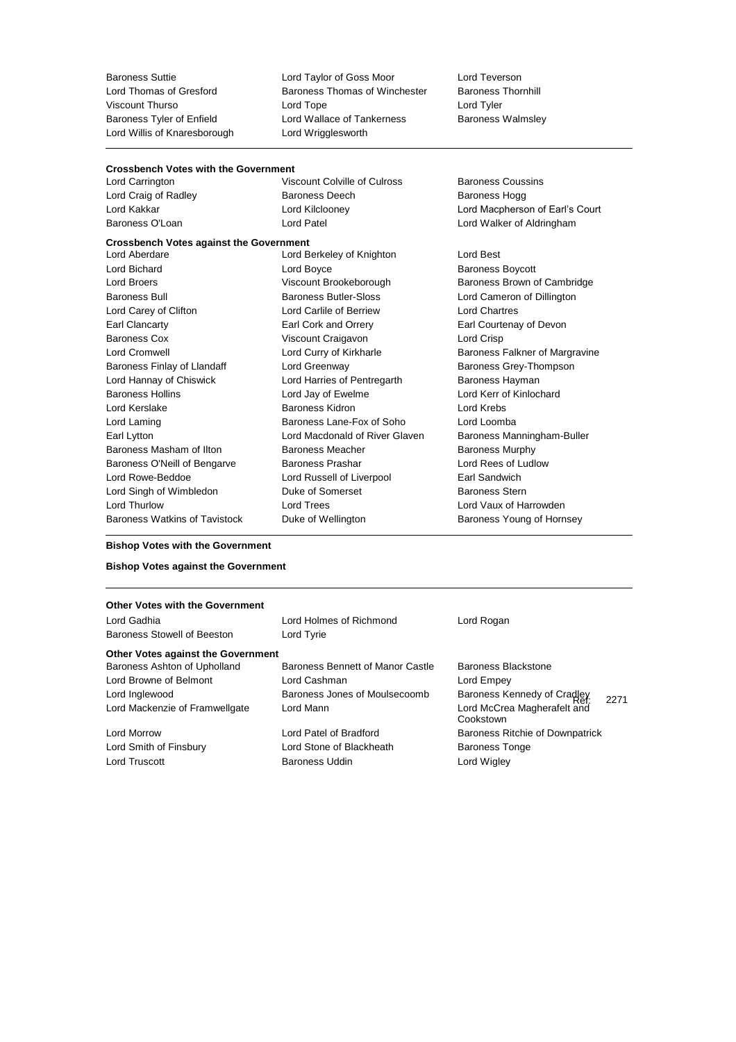| | | |
|---|---|---|
| Baroness Suttie | Lord Taylor of Goss Moor | Lord Teverson |
| Lord Thomas of Gresford | Baroness Thomas of Winchester | Baroness Thornhill |
| Viscount Thurso | Lord Tope | Lord Tyler |
| Baroness Tyler of Enfield | Lord Wallace of Tankerness | Baroness Walmsley |
| Lord Willis of Knaresborough | Lord Wrigglesworth | |

**Crossbench Votes with the Government**

| | | |
|---|---|---|
| Lord Carrington | Viscount Colville of Culross | Baroness Coussins |
| Lord Craig of Radley | Baroness Deech | Baroness Hogg |
| Lord Kakkar | Lord Kilclooney | Lord Macpherson of Earl's Court |
| Baroness O'Loan | Lord Patel | Lord Walker of Aldringham |

**Crossbench Votes against the Government**

| | | |
|---|---|---|
| Lord Aberdare | Lord Berkeley of Knighton | Lord Best |
| Lord Bichard | Lord Boyce | Baroness Boycott |
| Lord Broers | Viscount Brookeborough | Baroness Brown of Cambridge |
| Baroness Bull | Baroness Butler-Sloss | Lord Cameron of Dillington |
| Lord Carey of Clifton | Lord Carlile of Berriew | Lord Chartres |
| Earl Clancarty | Earl Cork and Orrery | Earl Courtenay of Devon |
| Baroness Cox | Viscount Craigavon | Lord Crisp |
| Lord Cromwell | Lord Curry of Kirkharle | Baroness Falkner of Margravine |
| Baroness Finlay of Llandaff | Lord Greenway | Baroness Grey-Thompson |
| Lord Hannay of Chiswick | Lord Harries of Pentregarth | Baroness Hayman |
| Baroness Hollins | Lord Jay of Ewelme | Lord Kerr of Kinlochard |
| Lord Kerslake | Baroness Kidron | Lord Krebs |
| Lord Laming | Baroness Lane-Fox of Soho | Lord Loomba |
| Earl Lytton | Lord Macdonald of River Glaven | Baroness Manningham-Buller |
| Baroness Masham of Ilton | Baroness Meacher | Baroness Murphy |
| Baroness O'Neill of Bengarve | Baroness Prashar | Lord Rees of Ludlow |
| Lord Rowe-Beddoe | Lord Russell of Liverpool | Earl Sandwich |
| Lord Singh of Wimbledon | Duke of Somerset | Baroness Stern |
| Lord Thurlow | Lord Trees | Lord Vaux of Harrowden |
| Baroness Watkins of Tavistock | Duke of Wellington | Baroness Young of Hornsey |

**Bishop Votes with the Government**

**Bishop Votes against the Government**

**Other Votes with the Government**

| | | |
|---|---|---|
| Lord Gadhia | Lord Holmes of Richmond | Lord Rogan |
| Baroness Stowell of Beeston | Lord Tyrie | |

**Other Votes against the Government**

| | | |
|---|---|---|
| Baroness Ashton of Upholland | Baroness Bennett of Manor Castle | Baroness Blackstone |
| Lord Browne of Belmont | Lord Cashman | Lord Empey |
| Lord Inglewood | Baroness Jones of Moulsecoomb | Baroness Kennedy of Cradley |
| Lord Mackenzie of Framwellgate | Lord Mann | Lord McCrea Magherafelt and Cookstown |
| Lord Morrow | Lord Patel of Bradford | Baroness Ritchie of Downpatrick |
| Lord Smith of Finsbury | Lord Stone of Blackheath | Baroness Tonge |
| Lord Truscott | Baroness Uddin | Lord Wigley |

Ref: 2271